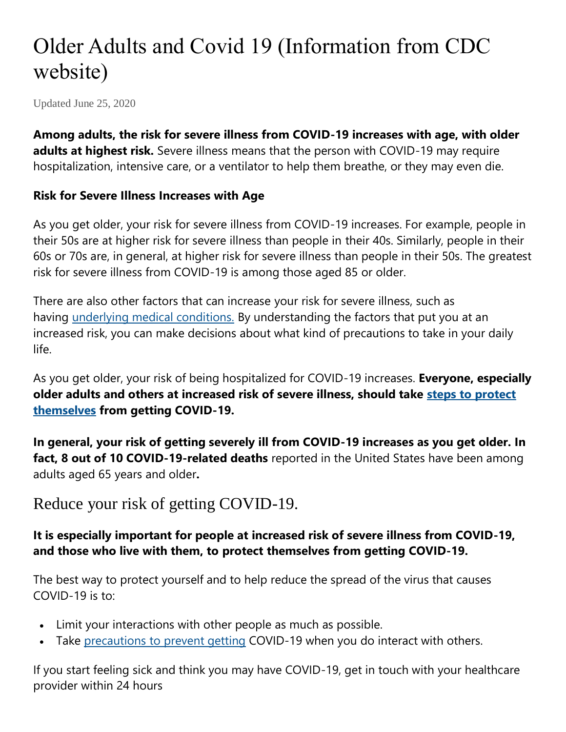# Older Adults and Covid 19 (Information from CDC website)

Updated June 25, 2020

**Among adults, the risk for severe illness from COVID-19 increases with age, with older adults at highest risk.** Severe illness means that the person with COVID-19 may require hospitalization, intensive care, or a ventilator to help them breathe, or they may even die.

**Risk for Severe Illness Increases with Age**

As you get older, your risk for severe illness from COVID-19 increases. For example, people in their 50s are at higher risk for severe illness than people in their 40s. Similarly, people in their 60s or 70s are, in general, at higher risk for severe illness than people in their 50s. The greatest risk for severe illness from COVID-19 is among those aged 85 or older.

There are also other factors that can increase your risk for severe illness, such as having underlying medical conditions. By understanding the factors that put you at an increased risk, you can make decisions about what kind of precautions to take in your daily life.

As you get older, your risk of being hospitalized for COVID-19 increases. **Everyone, especially older adults and others at increased risk of severe illness, should take steps to protect themselves from getting COVID-19.**

**In general, your risk of getting severely ill from COVID-19 increases as you get older. In fact, 8 out of 10 COVID-19-related deaths** reported in the United States have been among adults aged 65 years and older**.**

## Reduce your risk of getting COVID-19.

**It is especially important for people at increased risk of severe illness from COVID-19, and those who live with them, to protect themselves from getting COVID-19.**

The best way to protect yourself and to help reduce the spread of the virus that causes COVID-19 is to:

- Limit your interactions with other people as much as possible.
- Take precautions to prevent getting COVID-19 when you do interact with others.

If you start feeling sick and think you may have COVID-19, get in touch with your healthcare provider within 24 hours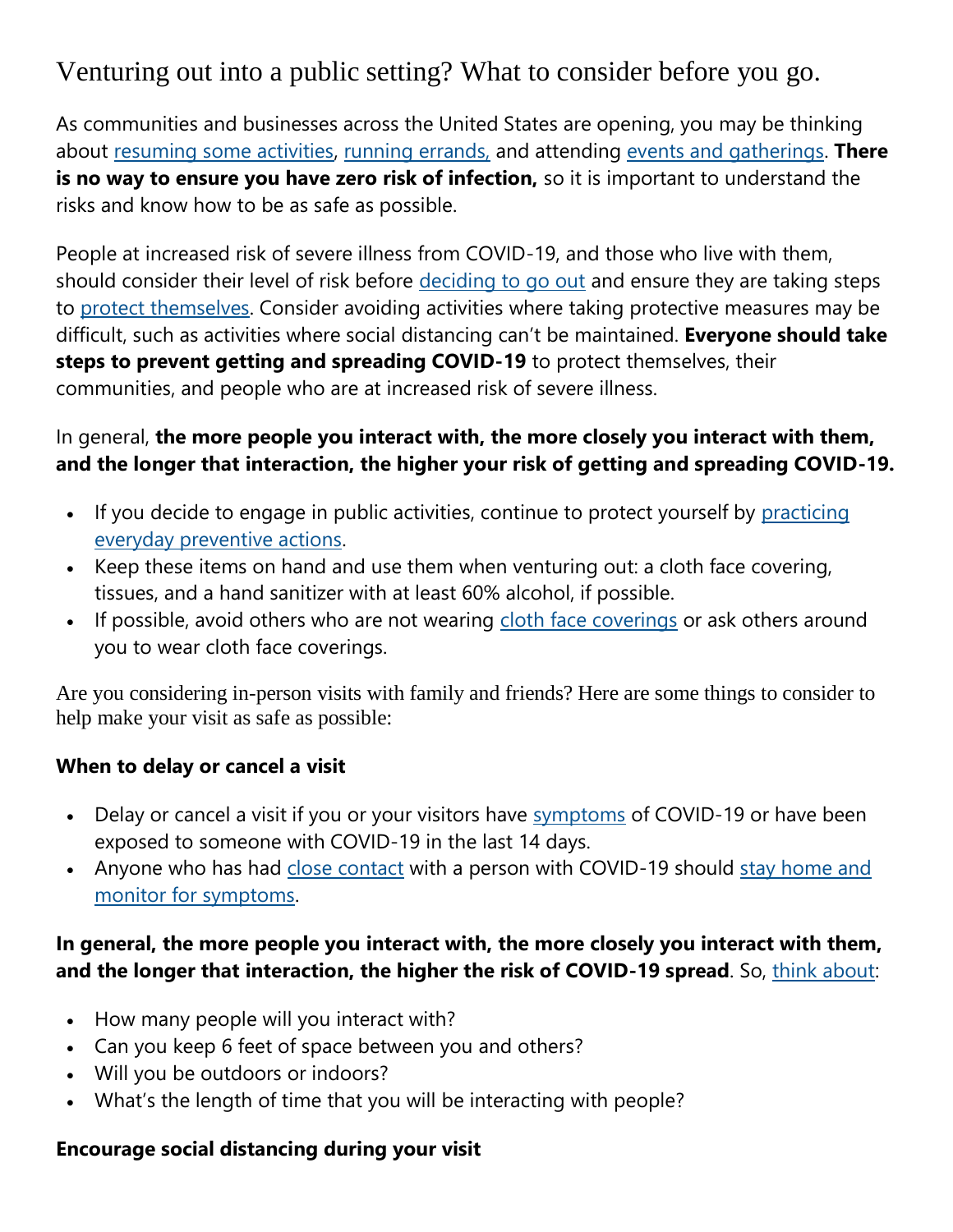# Venturing out into a public setting? What to consider before you go.

As communities and businesses across the United States are opening, you may be thinking about resuming some activities, running errands, and attending events and gatherings. **There is no way to ensure you have zero risk of infection,** so it is important to understand the risks and know how to be as safe as possible.

People at increased risk of severe illness from COVID-19, and those who live with them, should consider their level of risk before deciding to go out and ensure they are taking steps to protect themselves. Consider avoiding activities where taking protective measures may be difficult, such as activities where social distancing can't be maintained. **Everyone should take steps to prevent getting and spreading COVID-19** to protect themselves, their communities, and people who are at increased risk of severe illness.

In general, **the more people you interact with, the more closely you interact with them, and the longer that interaction, the higher your risk of getting and spreading COVID-19.**

- If you decide to engage in public activities, continue to protect yourself by practicing everyday preventive actions.
- Keep these items on hand and use them when venturing out: a cloth face covering, tissues, and a hand sanitizer with at least 60% alcohol, if possible.
- If possible, avoid others who are not wearing cloth face coverings or ask others around you to wear cloth face coverings.

Are you considering in-person visits with family and friends? Here are some things to consider to help make your visit as safe as possible:

### When to delay or cancel a visit

- Delay or cancel a visit if you or your visitors have symptoms of COVID-19 or have been exposed to someone with COVID-19 in the last 14 days.
- Anyone who has had close contact with a person with COVID-19 should stay home and monitor for symptoms.

**In general, the more people you interact with, the more closely you interact with them, and the longer that interaction, the higher the risk of COVID-19 spread**. So, think about:

- How many people will you interact with?
- Can you keep 6 feet of space between you and others?
- Will you be outdoors or indoors?
- What's the length of time that you will be interacting with people?

### Encourage social distancing during your visit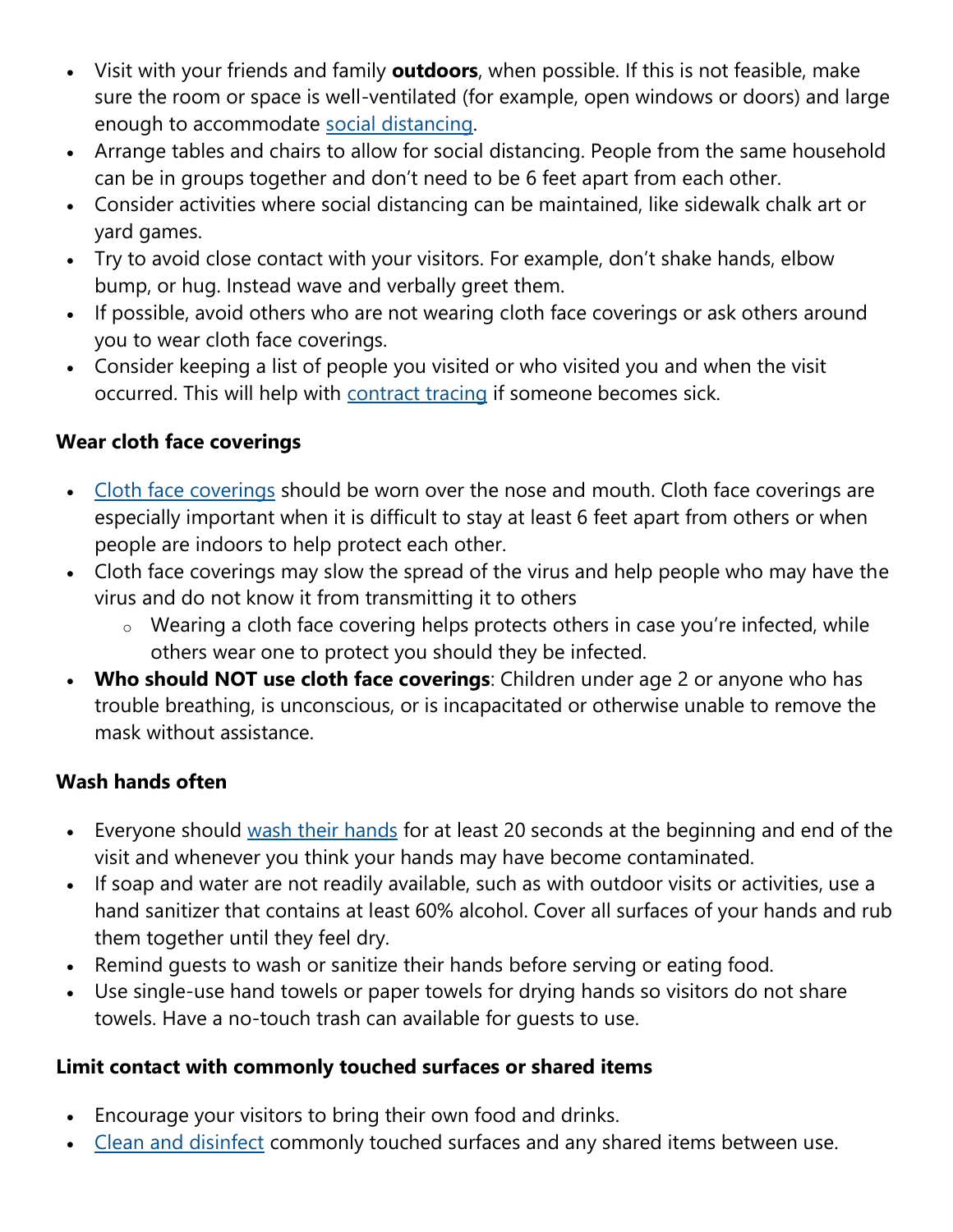- Visit with your friends and family **outdoors**, when possible. If this is not feasible, make sure the room or space is well-ventilated (for example, open windows or doors) and large enough to accommodate social distancing.
- Arrange tables and chairs to allow for social distancing. People from the same household can be in groups together and don't need to be 6 feet apart from each other.
- Consider activities where social distancing can be maintained, like sidewalk chalk art or yard games.
- Try to avoid close contact with your visitors. For example, don't shake hands, elbow bump, or hug. Instead wave and verbally greet them.
- If possible, avoid others who are not wearing cloth face coverings or ask others around you to wear cloth face coverings.
- Consider keeping a list of people you visited or who visited you and when the visit occurred. This will help with contract tracing if someone becomes sick.

**Wear cloth face coverings**

- Cloth face coverings should be worn over the nose and mouth. Cloth face coverings are especially important when it is difficult to stay at least 6 feet apart from others or when people are indoors to help protect each other.
- Cloth face coverings may slow the spread of the virus and help people who may have the virus and do not know it from transmitting it to others
  - Wearing a cloth face covering helps protects others in case you're infected, while others wear one to protect you should they be infected.
- **Who should NOT use cloth face coverings**: Children under age 2 or anyone who has trouble breathing, is unconscious, or is incapacitated or otherwise unable to remove the mask without assistance.

**Wash hands often**

- Everyone should wash their hands for at least 20 seconds at the beginning and end of the visit and whenever you think your hands may have become contaminated.
- If soap and water are not readily available, such as with outdoor visits or activities, use a hand sanitizer that contains at least 60% alcohol. Cover all surfaces of your hands and rub them together until they feel dry.
- Remind guests to wash or sanitize their hands before serving or eating food.
- Use single-use hand towels or paper towels for drying hands so visitors do not share towels. Have a no-touch trash can available for guests to use.

**Limit contact with commonly touched surfaces or shared items**

- Encourage your visitors to bring their own food and drinks.
- Clean and disinfect commonly touched surfaces and any shared items between use.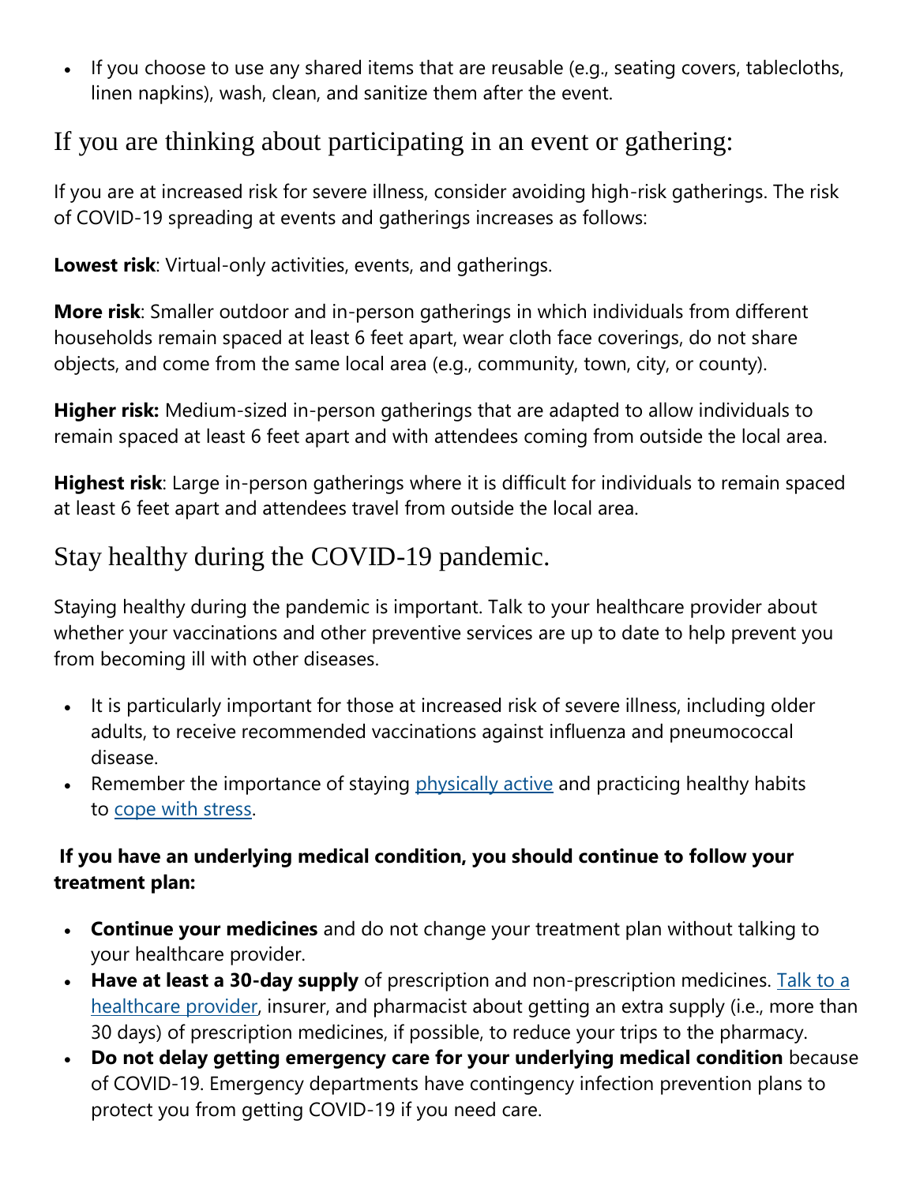- If you choose to use any shared items that are reusable (e.g., seating covers, tablecloths, linen napkins), wash, clean, and sanitize them after the event.

## If you are thinking about participating in an event or gathering:

If you are at increased risk for severe illness, consider avoiding high-risk gatherings. The risk of COVID-19 spreading at events and gatherings increases as follows:

**Lowest risk**: Virtual-only activities, events, and gatherings.

**More risk**: Smaller outdoor and in-person gatherings in which individuals from different households remain spaced at least 6 feet apart, wear cloth face coverings, do not share objects, and come from the same local area (e.g., community, town, city, or county).

**Higher risk:** Medium-sized in-person gatherings that are adapted to allow individuals to remain spaced at least 6 feet apart and with attendees coming from outside the local area.

**Highest risk**: Large in-person gatherings where it is difficult for individuals to remain spaced at least 6 feet apart and attendees travel from outside the local area.

## Stay healthy during the COVID-19 pandemic.

Staying healthy during the pandemic is important. Talk to your healthcare provider about whether your vaccinations and other preventive services are up to date to help prevent you from becoming ill with other diseases.

- It is particularly important for those at increased risk of severe illness, including older adults, to receive recommended vaccinations against influenza and pneumococcal disease.
- Remember the importance of staying physically active and practicing healthy habits to cope with stress.

**If you have an underlying medical condition, you should continue to follow your treatment plan:**

- **Continue your medicines** and do not change your treatment plan without talking to your healthcare provider.
- **Have at least a 30-day supply** of prescription and non-prescription medicines. Talk to a healthcare provider, insurer, and pharmacist about getting an extra supply (i.e., more than 30 days) of prescription medicines, if possible, to reduce your trips to the pharmacy.
- **Do not delay getting emergency care for your underlying medical condition** because of COVID-19. Emergency departments have contingency infection prevention plans to protect you from getting COVID-19 if you need care.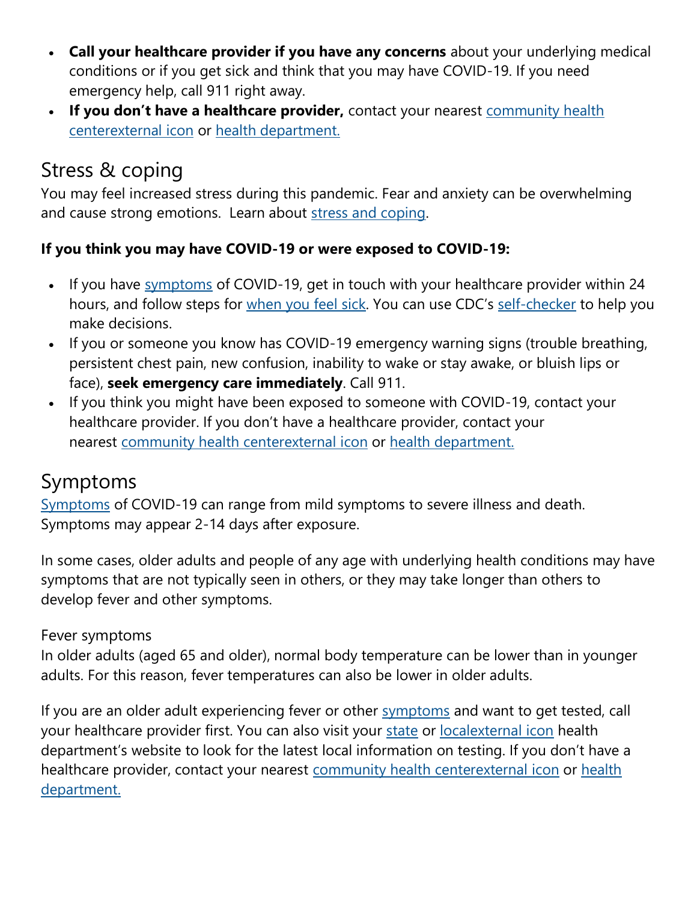- **Call your healthcare provider if you have any concerns** about your underlying medical conditions or if you get sick and think that you may have COVID-19. If you need emergency help, call 911 right away.
- **If you don't have a healthcare provider,** contact your nearest community health centerexternal icon or health department.

## Stress & coping

You may feel increased stress during this pandemic. Fear and anxiety can be overwhelming and cause strong emotions. Learn about stress and coping.

**If you think you may have COVID-19 or were exposed to COVID-19:**

- If you have symptoms of COVID-19, get in touch with your healthcare provider within 24 hours, and follow steps for when you feel sick. You can use CDC's self-checker to help you make decisions.
- If you or someone you know has COVID-19 emergency warning signs (trouble breathing, persistent chest pain, new confusion, inability to wake or stay awake, or bluish lips or face), **seek emergency care immediately**. Call 911.
- If you think you might have been exposed to someone with COVID-19, contact your healthcare provider. If you don't have a healthcare provider, contact your nearest community health centerexternal icon or health department.

## Symptoms

Symptoms of COVID-19 can range from mild symptoms to severe illness and death. Symptoms may appear 2-14 days after exposure.

In some cases, older adults and people of any age with underlying health conditions may have symptoms that are not typically seen in others, or they may take longer than others to develop fever and other symptoms.

### Fever symptoms

In older adults (aged 65 and older), normal body temperature can be lower than in younger adults. For this reason, fever temperatures can also be lower in older adults.

If you are an older adult experiencing fever or other symptoms and want to get tested, call your healthcare provider first. You can also visit your state or localexternal icon health department's website to look for the latest local information on testing. If you don't have a healthcare provider, contact your nearest community health centerexternal icon or health department.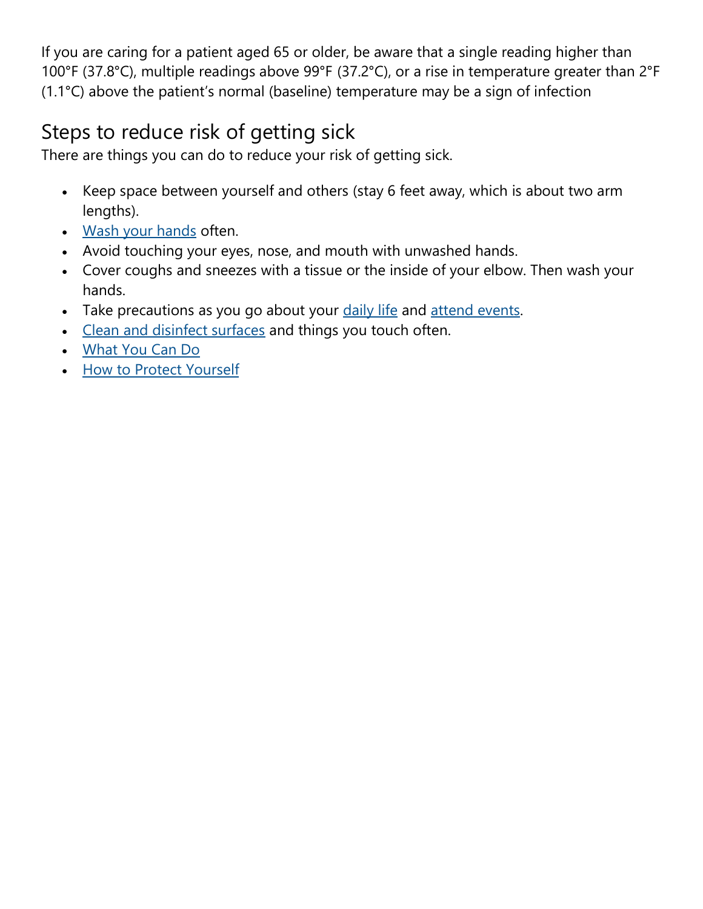If you are caring for a patient aged 65 or older, be aware that a single reading higher than 100°F (37.8°C), multiple readings above 99°F (37.2°C), or a rise in temperature greater than 2°F (1.1°C) above the patient's normal (baseline) temperature may be a sign of infection

## Steps to reduce risk of getting sick

There are things you can do to reduce your risk of getting sick.

- Keep space between yourself and others (stay 6 feet away, which is about two arm lengths).
- Wash your hands often.
- Avoid touching your eyes, nose, and mouth with unwashed hands.
- Cover coughs and sneezes with a tissue or the inside of your elbow. Then wash your hands.
- Take precautions as you go about your daily life and attend events.
- Clean and disinfect surfaces and things you touch often.
- What You Can Do
- How to Protect Yourself